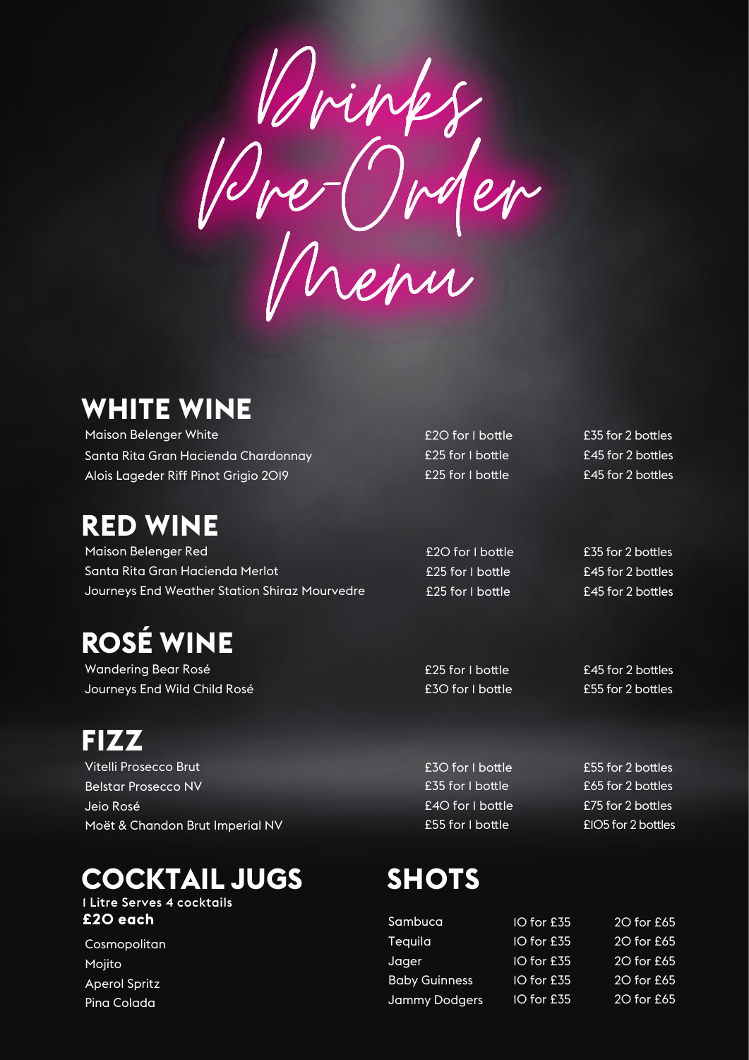# Drinks Pre-Order Menu

## WHITE WINE

| | | |
|---|---|---|
| Maison Belenger White | £20 for 1 bottle | £35 for 2 bottles |
| Santa Rita Gran Hacienda Chardonnay | £25 for 1 bottle | £45 for 2 bottles |
| Alois Lageder Riff Pinot Grigio 2019 | £25 for 1 bottle | £45 for 2 bottles |

## RED WINE

| | | |
|---|---|---|
| Maison Belenger Red | £20 for 1 bottle | £35 for 2 bottles |
| Santa Rita Gran Hacienda Merlot | £25 for 1 bottle | £45 for 2 bottles |
| Journeys End Weather Station Shiraz Mourvedre | £25 for 1 bottle | £45 for 2 bottles |

## ROSÉ WINE

| | | |
|---|---|---|
| Wandering Bear Rosé | £25 for 1 bottle | £45 for 2 bottles |
| Journeys End Wild Child Rosé | £30 for 1 bottle | £55 for 2 bottles |

## FIZZ

| | | |
|---|---|---|
| Vitelli Prosecco Brut | £30 for 1 bottle | £55 for 2 bottles |
| Belstar Prosecco NV | £35 for 1 bottle | £65 for 2 bottles |
| Jeio Rosé | £40 for 1 bottle | £75 for 2 bottles |
| Moët & Chandon Brut Imperial NV | £55 for 1 bottle | £105 for 2 bottles |

## COCKTAIL JUGS

1 Litre Serves 4 cocktails

**£20 each**

- Cosmopolitan
- Mojito
- Aperol Spritz
- Pina Colada

## SHOTS

| | | |
|---|---|---|
| Sambuca | 10 for £35 | 20 for £65 |
| Tequila | 10 for £35 | 20 for £65 |
| Jager | 10 for £35 | 20 for £65 |
| Baby Guinness | 10 for £35 | 20 for £65 |
| Jammy Dodgers | 10 for £35 | 20 for £65 |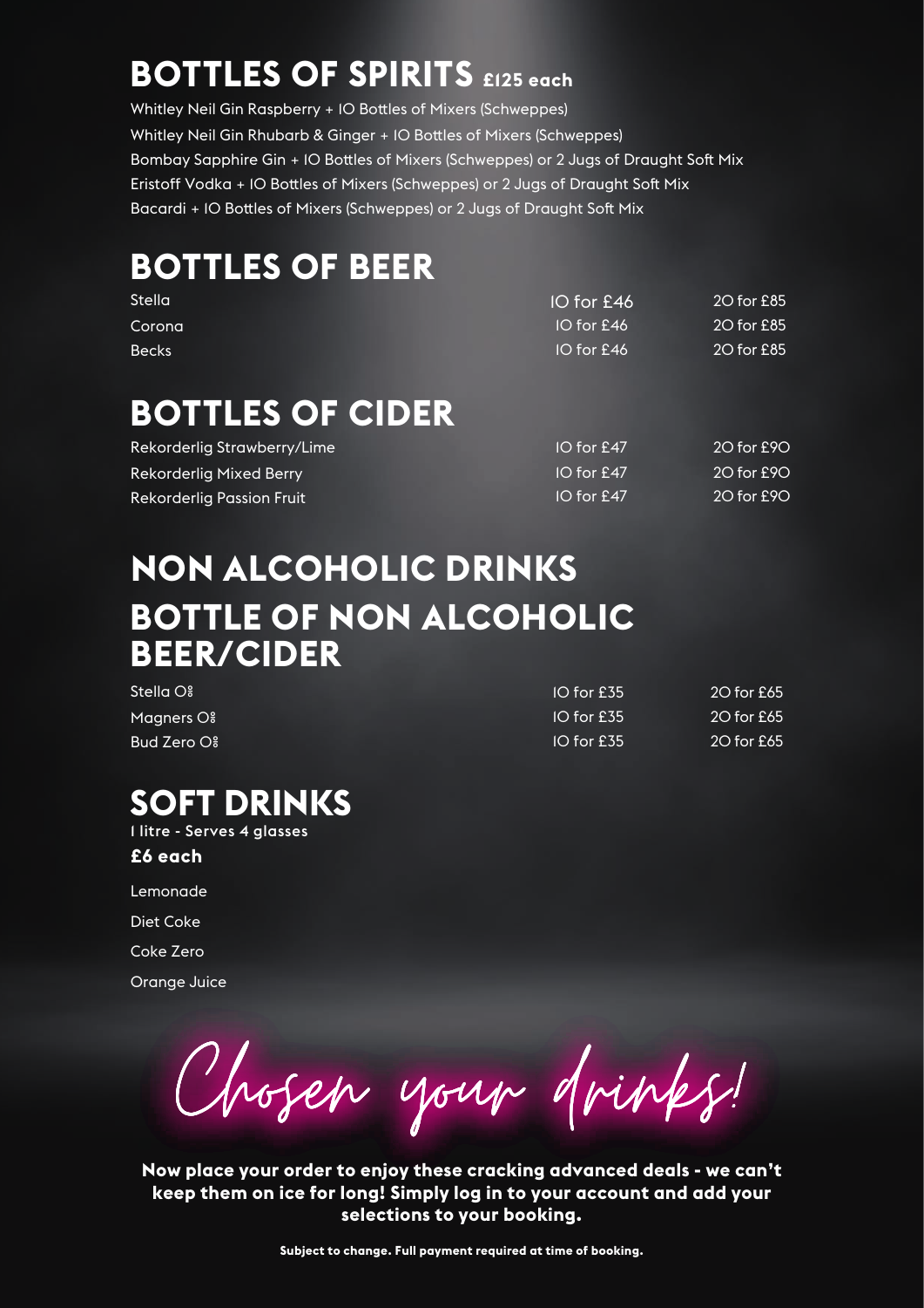# BOTTLES OF SPIRITS £125 each

Whitley Neil Gin Raspberry + 10 Bottles of Mixers (Schweppes)

Whitley Neil Gin Rhubarb & Ginger + 10 Bottles of Mixers (Schweppes)

Bombay Sapphire Gin + 10 Bottles of Mixers (Schweppes) or 2 Jugs of Draught Soft Mix

Eristoff Vodka + 10 Bottles of Mixers (Schweppes) or 2 Jugs of Draught Soft Mix

Bacardi + 10 Bottles of Mixers (Schweppes) or 2 Jugs of Draught Soft Mix

# BOTTLES OF BEER

| | | |
|---|---|---|
| Stella | 10 for £46 | 20 for £85 |
| Corona | 10 for £46 | 20 for £85 |
| Becks | 10 for £46 | 20 for £85 |

# BOTTLES OF CIDER

| | | |
|---|---|---|
| Rekorderlig Strawberry/Lime | 10 for £47 | 20 for £90 |
| Rekorderlig Mixed Berry | 10 for £47 | 20 for £90 |
| Rekorderlig Passion Fruit | 10 for £47 | 20 for £90 |

# NON ALCOHOLIC DRINKS

# BOTTLE OF NON ALCOHOLIC BEER/CIDER

| | | |
|---|---|---|
| Stella 0% | 10 for £35 | 20 for £65 |
| Magners 0% | 10 for £35 | 20 for £65 |
| Bud Zero 0% | 10 for £35 | 20 for £65 |

# SOFT DRINKS

1 litre - Serves 4 glasses

**£6 each**

Lemonade

Diet Coke

Coke Zero

Orange Juice

*Chosen your drinks!*

**Now place your order to enjoy these cracking advanced deals - we can't keep them on ice for long! Simply log in to your account and add your selections to your booking.**

**Subject to change. Full payment required at time of booking.**